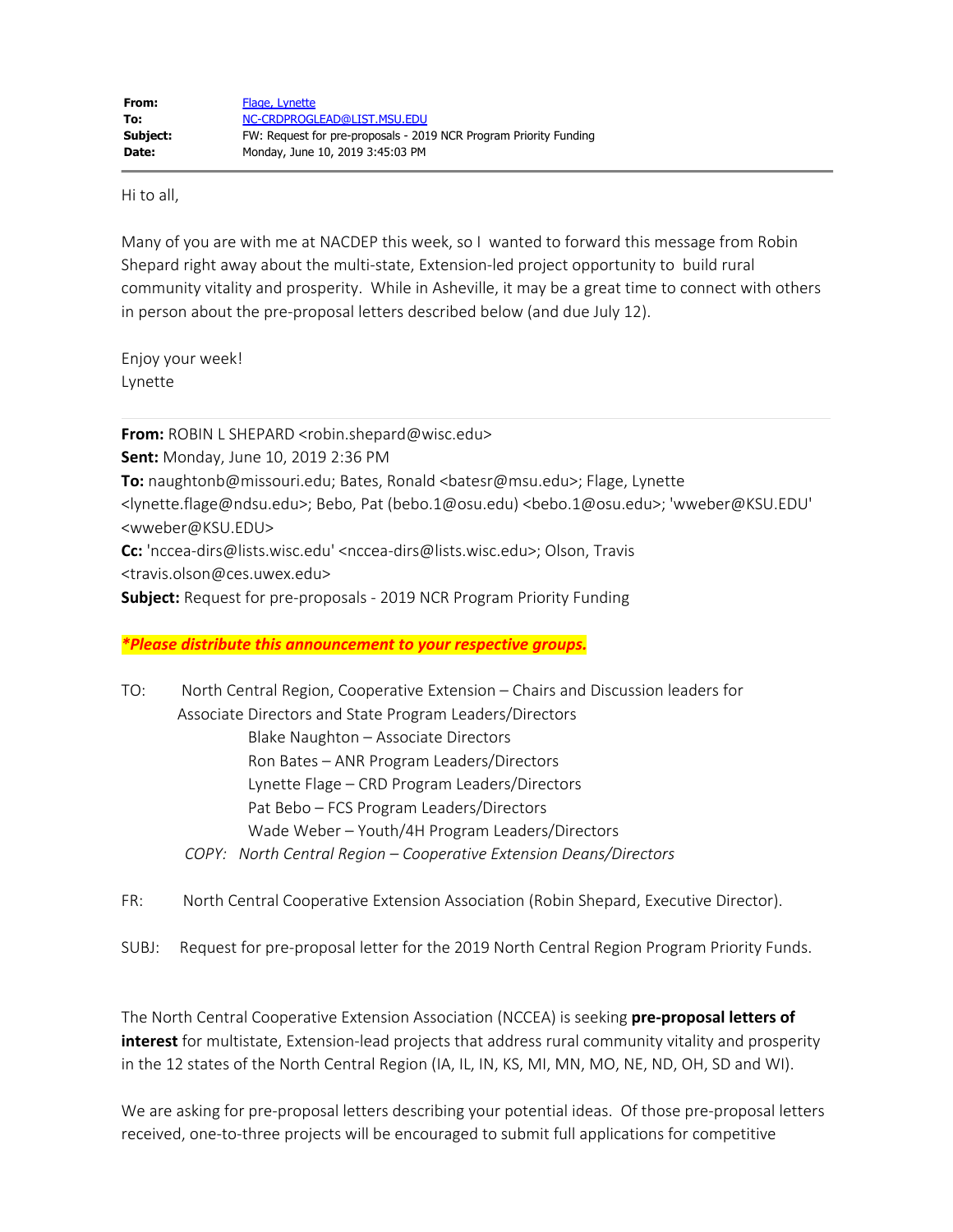| | |
|---|---|
| **From:** | Flage, Lynette |
| **To:** | NC-CRDPROGLEAD@LIST.MSU.EDU |
| **Subject:** | FW: Request for pre-proposals - 2019 NCR Program Priority Funding |
| **Date:** | Monday, June 10, 2019 3:45:03 PM |

---

Hi to all,

Many of you are with me at NACDEP this week, so I wanted to forward this message from Robin Shepard right away about the multi-state, Extension-led project opportunity to build rural community vitality and prosperity. While in Asheville, it may be a great time to connect with others in person about the pre-proposal letters described below (and due July 12).

Enjoy your week!
Lynette

---

**From:** ROBIN L SHEPARD <robin.shepard@wisc.edu>
**Sent:** Monday, June 10, 2019 2:36 PM
**To:** naughtonb@missouri.edu; Bates, Ronald <batesr@msu.edu>; Flage, Lynette <lynette.flage@ndsu.edu>; Bebo, Pat (bebo.1@osu.edu) <bebo.1@osu.edu>; 'wweber@KSU.EDU' <wweber@KSU.EDU>
**Cc:** 'nccea-dirs@lists.wisc.edu' <nccea-dirs@lists.wisc.edu>; Olson, Travis <travis.olson@ces.uwex.edu>
**Subject:** Request for pre-proposals - 2019 NCR Program Priority Funding

***Please distribute this announcement to your respective groups.***

TO: North Central Region, Cooperative Extension – Chairs and Discussion leaders for Associate Directors and State Program Leaders/Directors

- Blake Naughton – Associate Directors
- Ron Bates – ANR Program Leaders/Directors
- Lynette Flage – CRD Program Leaders/Directors
- Pat Bebo – FCS Program Leaders/Directors
- Wade Weber – Youth/4H Program Leaders/Directors

*COPY: North Central Region – Cooperative Extension Deans/Directors*

FR: North Central Cooperative Extension Association (Robin Shepard, Executive Director).

SUBJ: Request for pre-proposal letter for the 2019 North Central Region Program Priority Funds.

The North Central Cooperative Extension Association (NCCEA) is seeking **pre-proposal letters of interest** for multistate, Extension-lead projects that address rural community vitality and prosperity in the 12 states of the North Central Region (IA, IL, IN, KS, MI, MN, MO, NE, ND, OH, SD and WI).

We are asking for pre-proposal letters describing your potential ideas. Of those pre-proposal letters received, one-to-three projects will be encouraged to submit full applications for competitive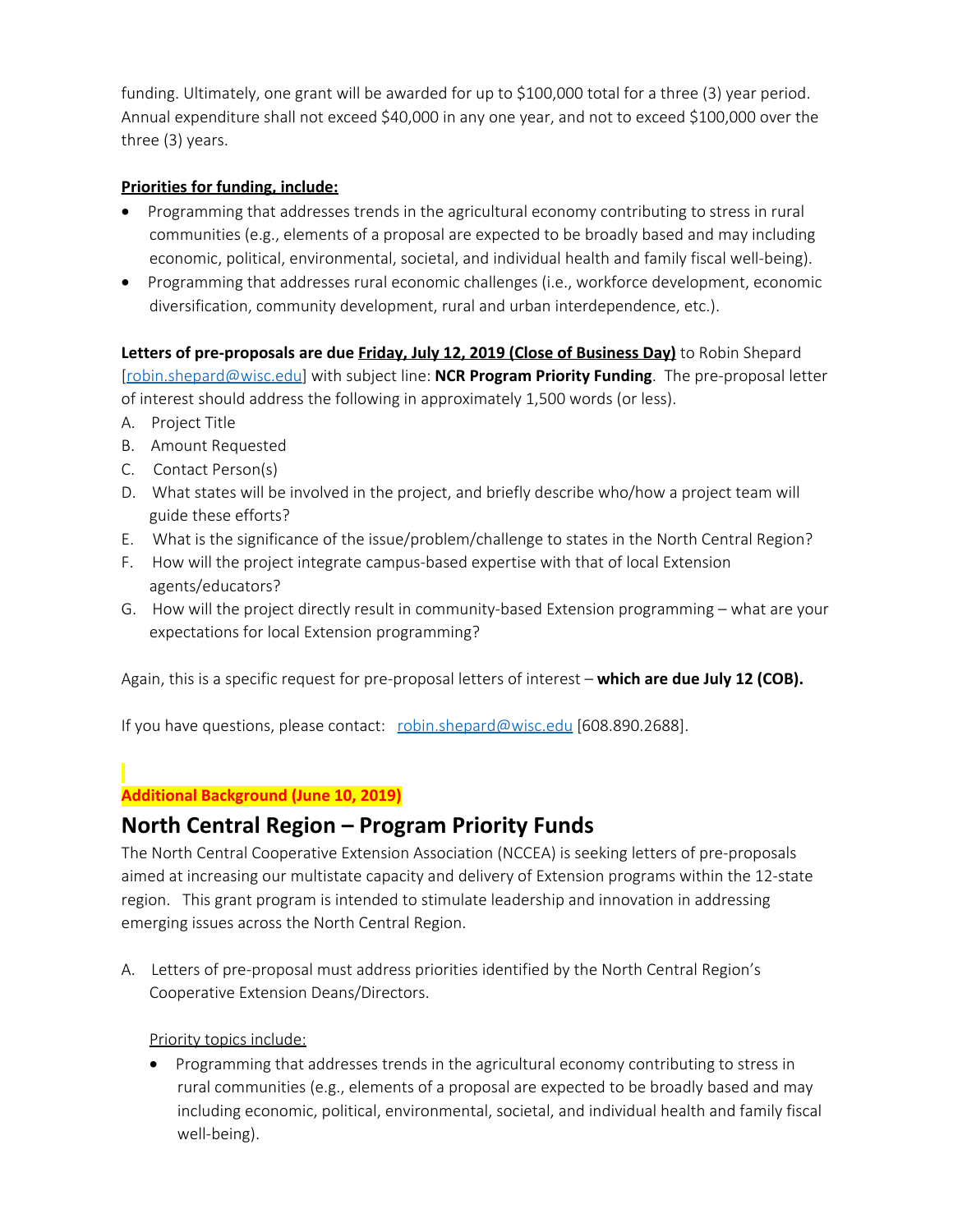funding. Ultimately, one grant will be awarded for up to $100,000 total for a three (3) year period. Annual expenditure shall not exceed $40,000 in any one year, and not to exceed $100,000 over the three (3) years.

**Priorities for funding, include:**

- Programming that addresses trends in the agricultural economy contributing to stress in rural communities (e.g., elements of a proposal are expected to be broadly based and may including economic, political, environmental, societal, and individual health and family fiscal well-being).
- Programming that addresses rural economic challenges (i.e., workforce development, economic diversification, community development, rural and urban interdependence, etc.).

**Letters of pre-proposals are due Friday, July 12, 2019 (Close of Business Day)** to Robin Shepard [robin.shepard@wisc.edu] with subject line: **NCR Program Priority Funding**. The pre-proposal letter of interest should address the following in approximately 1,500 words (or less).

A. Project Title
B. Amount Requested
C. Contact Person(s)
D. What states will be involved in the project, and briefly describe who/how a project team will guide these efforts?
E. What is the significance of the issue/problem/challenge to states in the North Central Region?
F. How will the project integrate campus-based expertise with that of local Extension agents/educators?
G. How will the project directly result in community-based Extension programming – what are your expectations for local Extension programming?

Again, this is a specific request for pre-proposal letters of interest – **which are due July 12 (COB).**

If you have questions, please contact: robin.shepard@wisc.edu [608.890.2688].

**Additional Background (June 10, 2019)**

## North Central Region – Program Priority Funds

The North Central Cooperative Extension Association (NCCEA) is seeking letters of pre-proposals aimed at increasing our multistate capacity and delivery of Extension programs within the 12-state region. This grant program is intended to stimulate leadership and innovation in addressing emerging issues across the North Central Region.

A. Letters of pre-proposal must address priorities identified by the North Central Region's Cooperative Extension Deans/Directors.

   Priority topics include:

   - Programming that addresses trends in the agricultural economy contributing to stress in rural communities (e.g., elements of a proposal are expected to be broadly based and may including economic, political, environmental, societal, and individual health and family fiscal well-being).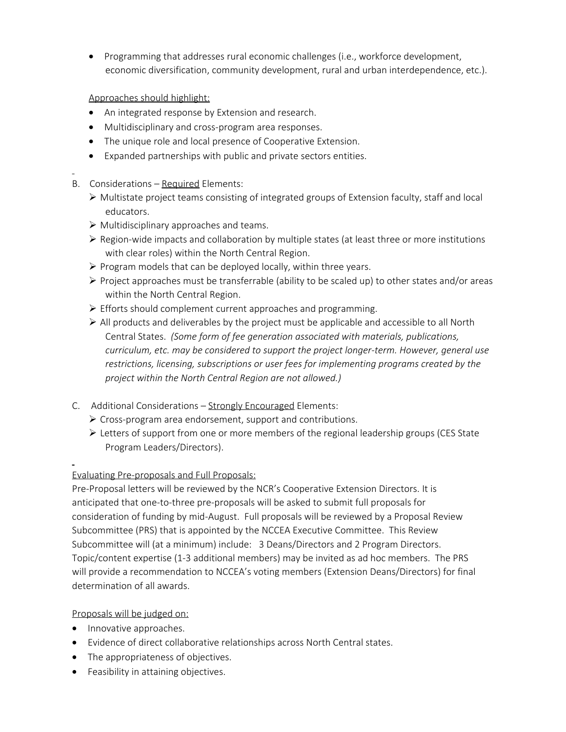- Programming that addresses rural economic challenges (i.e., workforce development, economic diversification, community development, rural and urban interdependence, etc.).

<u>Approaches should highlight:</u>

- An integrated response by Extension and research.
- Multidisciplinary and cross-program area responses.
- The unique role and local presence of Cooperative Extension.
- Expanded partnerships with public and private sectors entities.

B. Considerations – <u>Required</u> Elements:

- Multistate project teams consisting of integrated groups of Extension faculty, staff and local educators.
- Multidisciplinary approaches and teams.
- Region-wide impacts and collaboration by multiple states (at least three or more institutions with clear roles) within the North Central Region.
- Program models that can be deployed locally, within three years.
- Project approaches must be transferrable (ability to be scaled up) to other states and/or areas within the North Central Region.
- Efforts should complement current approaches and programming.
- All products and deliverables by the project must be applicable and accessible to all North Central States. *(Some form of fee generation associated with materials, publications, curriculum, etc. may be considered to support the project longer-term. However, general use restrictions, licensing, subscriptions or user fees for implementing programs created by the project within the North Central Region are not allowed.)*

C. Additional Considerations – <u>Strongly Encouraged</u> Elements:

- Cross-program area endorsement, support and contributions.
- Letters of support from one or more members of the regional leadership groups (CES State Program Leaders/Directors).

<u>Evaluating Pre-proposals and Full Proposals:</u>

Pre-Proposal letters will be reviewed by the NCR's Cooperative Extension Directors. It is anticipated that one-to-three pre-proposals will be asked to submit full proposals for consideration of funding by mid-August. Full proposals will be reviewed by a Proposal Review Subcommittee (PRS) that is appointed by the NCCEA Executive Committee. This Review Subcommittee will (at a minimum) include: 3 Deans/Directors and 2 Program Directors. Topic/content expertise (1-3 additional members) may be invited as ad hoc members. The PRS will provide a recommendation to NCCEA's voting members (Extension Deans/Directors) for final determination of all awards.

<u>Proposals will be judged on:</u>

- Innovative approaches.
- Evidence of direct collaborative relationships across North Central states.
- The appropriateness of objectives.
- Feasibility in attaining objectives.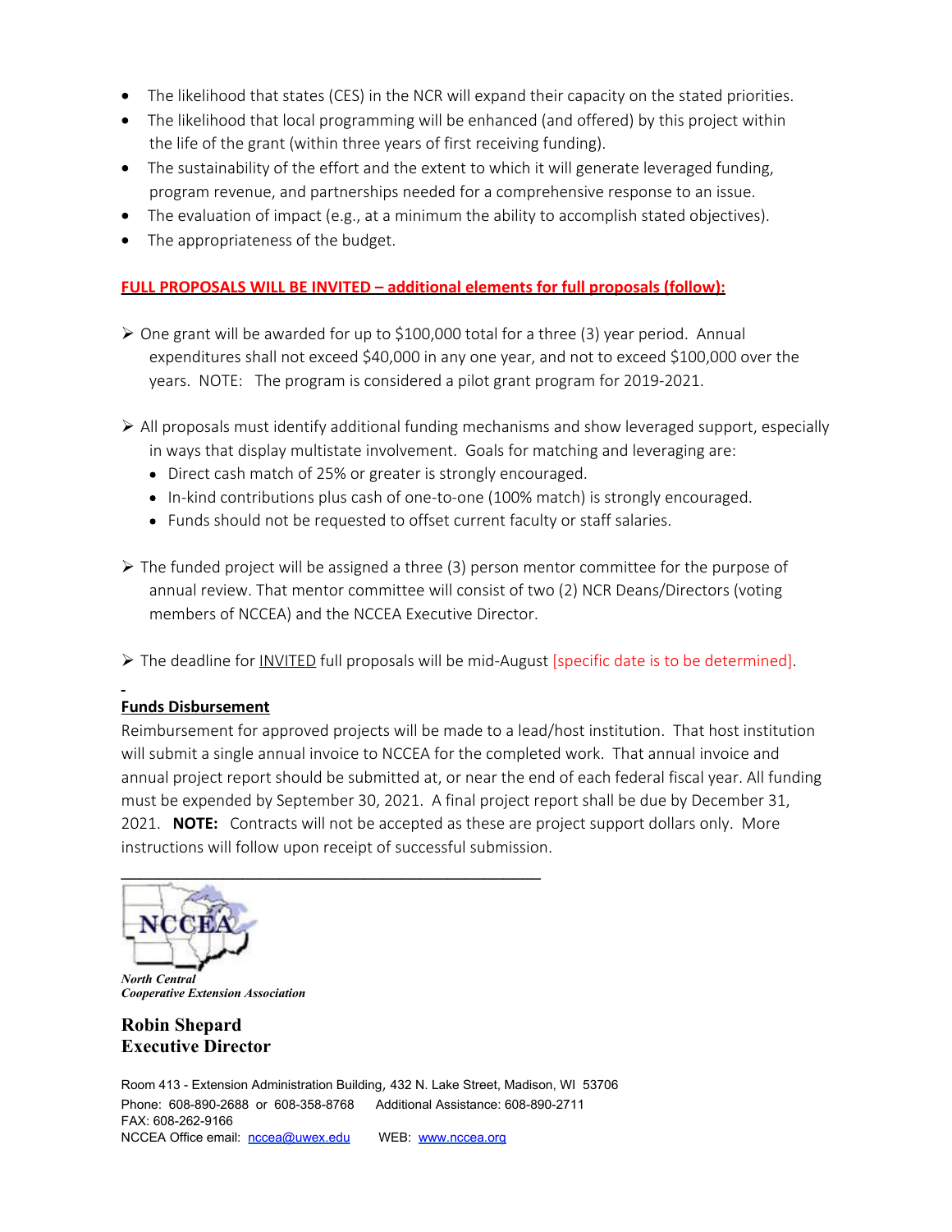- The likelihood that states (CES) in the NCR will expand their capacity on the stated priorities.
- The likelihood that local programming will be enhanced (and offered) by this project within the life of the grant (within three years of first receiving funding).
- The sustainability of the effort and the extent to which it will generate leveraged funding, program revenue, and partnerships needed for a comprehensive response to an issue.
- The evaluation of impact (e.g., at a minimum the ability to accomplish stated objectives).
- The appropriateness of the budget.

**FULL PROPOSALS WILL BE INVITED – additional elements for full proposals (follow):**

- One grant will be awarded for up to $100,000 total for a three (3) year period. Annual expenditures shall not exceed $40,000 in any one year, and not to exceed $100,000 over the years. NOTE: The program is considered a pilot grant program for 2019-2021.

- All proposals must identify additional funding mechanisms and show leveraged support, especially in ways that display multistate involvement. Goals for matching and leveraging are:
  - Direct cash match of 25% or greater is strongly encouraged.
  - In-kind contributions plus cash of one-to-one (100% match) is strongly encouraged.
  - Funds should not be requested to offset current faculty or staff salaries.

- The funded project will be assigned a three (3) person mentor committee for the purpose of annual review. That mentor committee will consist of two (2) NCR Deans/Directors (voting members of NCCEA) and the NCCEA Executive Director.

- The deadline for INVITED full proposals will be mid-August [specific date is to be determined].

**Funds Disbursement**

Reimbursement for approved projects will be made to a lead/host institution. That host institution will submit a single annual invoice to NCCEA for the completed work. That annual invoice and annual project report should be submitted at, or near the end of each federal fiscal year. All funding must be expended by September 30, 2021. A final project report shall be due by December 31, 2021. **NOTE:** Contracts will not be accepted as these are project support dollars only. More instructions will follow upon receipt of successful submission.

---

NCCEA

*North Central Cooperative Extension Association*

**Robin Shepard**
**Executive Director**

Room 413 - Extension Administration Building, 432 N. Lake Street, Madison, WI 53706
Phone: 608-890-2688 or 608-358-8768 Additional Assistance: 608-890-2711
FAX: 608-262-9166
NCCEA Office email: nccea@uwex.edu WEB: www.nccea.org